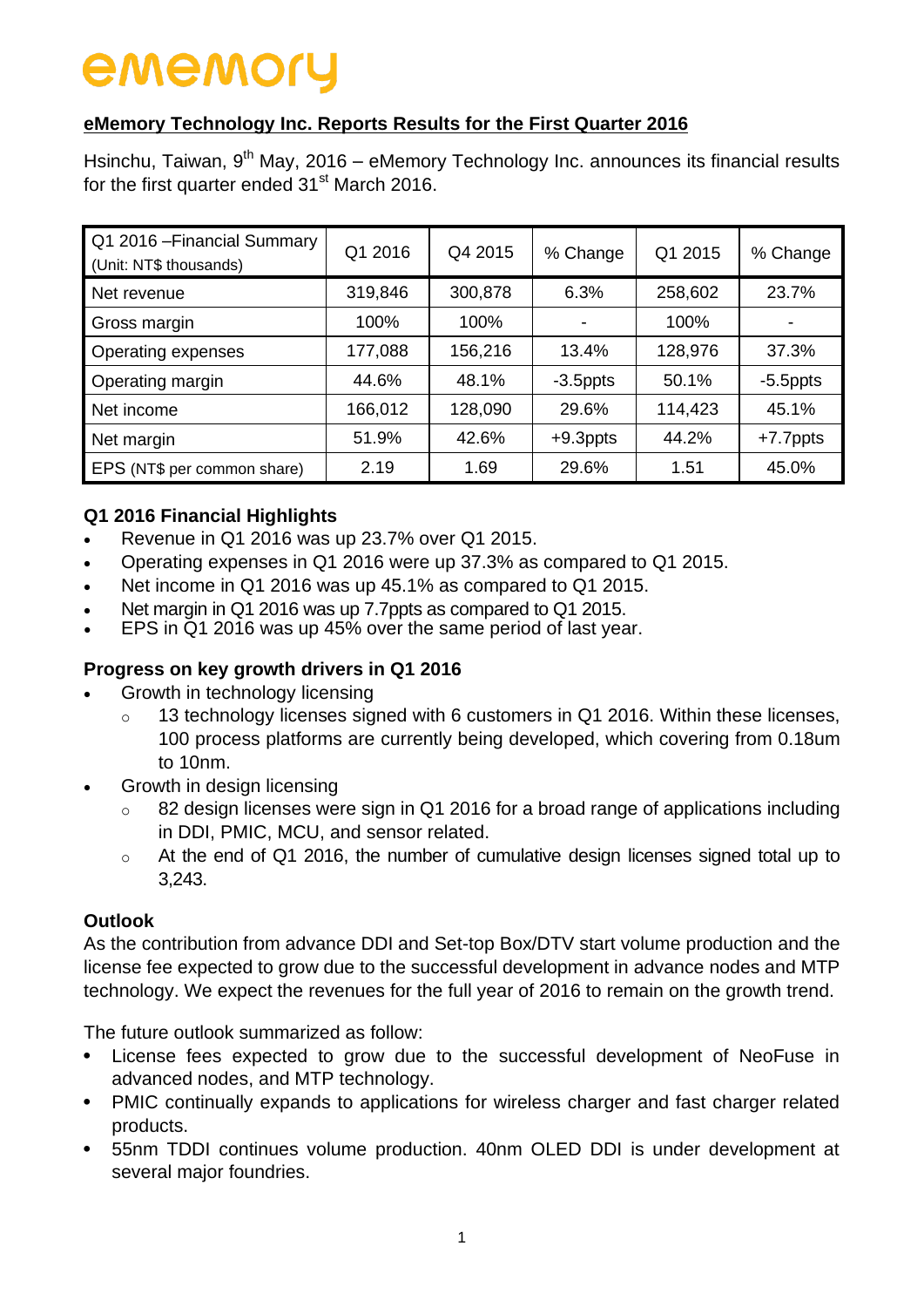ememory

## eMemory Technology Inc. Reports Results for the First Quarter 2016

Hsinchu, Taiwan, 9th May, 2016 – eMemory Technology Inc. announces its financial results for the first quarter ended 31st March 2016.

| Q1 2016 –Financial Summary (Unit: NT$ thousands) | Q1 2016 | Q4 2015 | % Change | Q1 2015 | % Change |
|---|---|---|---|---|---|
| Net revenue | 319,846 | 300,878 | 6.3% | 258,602 | 23.7% |
| Gross margin | 100% | 100% | - | 100% | - |
| Operating expenses | 177,088 | 156,216 | 13.4% | 128,976 | 37.3% |
| Operating margin | 44.6% | 48.1% | -3.5ppts | 50.1% | -5.5ppts |
| Net income | 166,012 | 128,090 | 29.6% | 114,423 | 45.1% |
| Net margin | 51.9% | 42.6% | +9.3ppts | 44.2% | +7.7ppts |
| EPS (NT$ per common share) | 2.19 | 1.69 | 29.6% | 1.51 | 45.0% |

### Q1 2016 Financial Highlights

- Revenue in Q1 2016 was up 23.7% over Q1 2015.
- Operating expenses in Q1 2016 were up 37.3% as compared to Q1 2015.
- Net income in Q1 2016 was up 45.1% as compared to Q1 2015.
- Net margin in Q1 2016 was up 7.7ppts as compared to Q1 2015.
- EPS in Q1 2016 was up 45% over the same period of last year.

### Progress on key growth drivers in Q1 2016

- Growth in technology licensing
  - 13 technology licenses signed with 6 customers in Q1 2016. Within these licenses, 100 process platforms are currently being developed, which covering from 0.18um to 10nm.
- Growth in design licensing
  - 82 design licenses were sign in Q1 2016 for a broad range of applications including in DDI, PMIC, MCU, and sensor related.
  - At the end of Q1 2016, the number of cumulative design licenses signed total up to 3,243.

### Outlook

As the contribution from advance DDI and Set-top Box/DTV start volume production and the license fee expected to grow due to the successful development in advance nodes and MTP technology. We expect the revenues for the full year of 2016 to remain on the growth trend.

The future outlook summarized as follow:

- License fees expected to grow due to the successful development of NeoFuse in advanced nodes, and MTP technology.
- PMIC continually expands to applications for wireless charger and fast charger related products.
- 55nm TDDI continues volume production. 40nm OLED DDI is under development at several major foundries.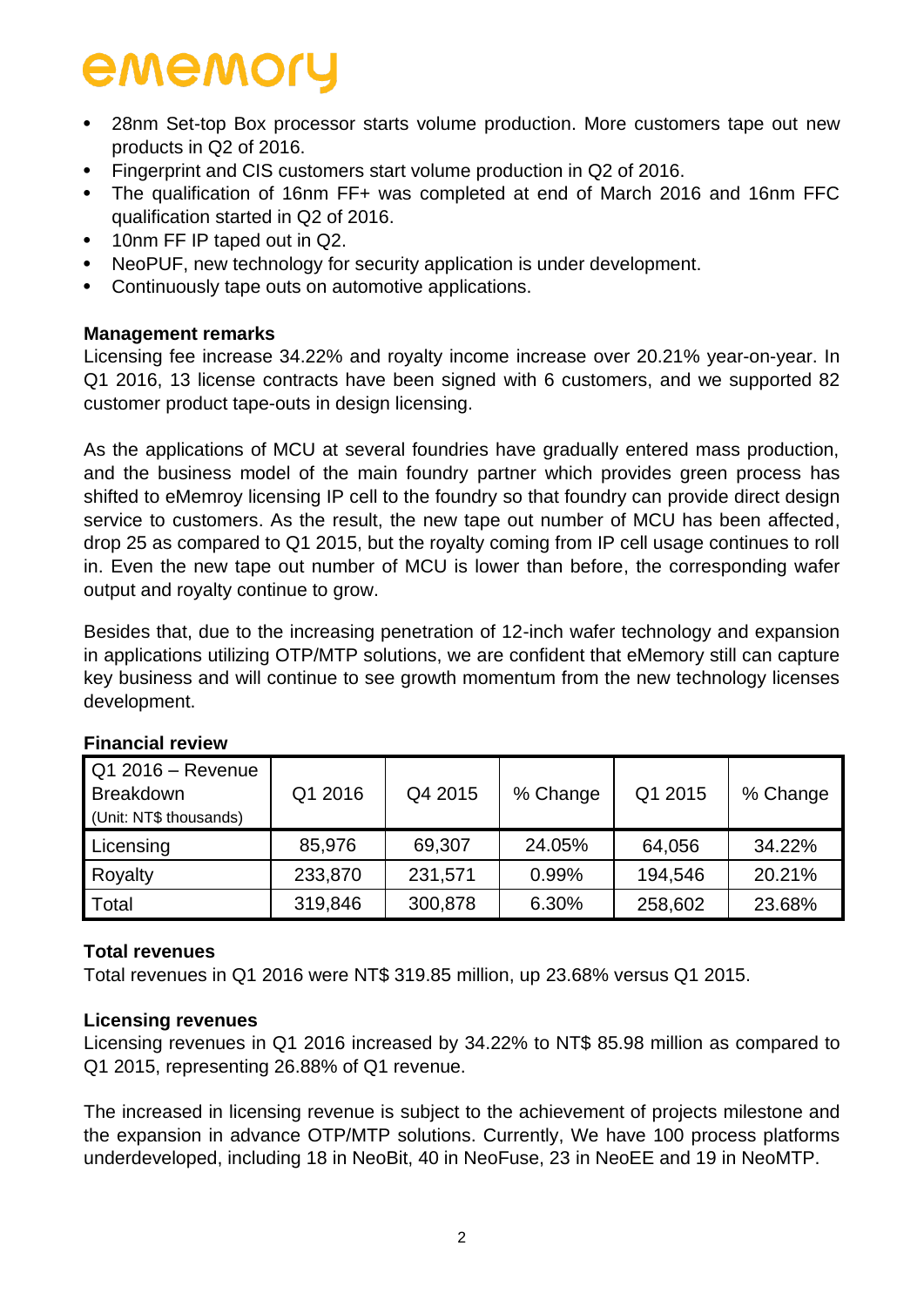- 28nm Set-top Box processor starts volume production. More customers tape out new products in Q2 of 2016.
- Fingerprint and CIS customers start volume production in Q2 of 2016.
- The qualification of 16nm FF+ was completed at end of March 2016 and 16nm FFC qualification started in Q2 of 2016.
- 10nm FF IP taped out in Q2.
- NeoPUF, new technology for security application is under development.
- Continuously tape outs on automotive applications.

**Management remarks**

Licensing fee increase 34.22% and royalty income increase over 20.21% year-on-year. In Q1 2016, 13 license contracts have been signed with 6 customers, and we supported 82 customer product tape-outs in design licensing.

As the applications of MCU at several foundries have gradually entered mass production, and the business model of the main foundry partner which provides green process has shifted to eMemroy licensing IP cell to the foundry so that foundry can provide direct design service to customers. As the result, the new tape out number of MCU has been affected, drop 25 as compared to Q1 2015, but the royalty coming from IP cell usage continues to roll in. Even the new tape out number of MCU is lower than before, the corresponding wafer output and royalty continue to grow.

Besides that, due to the increasing penetration of 12-inch wafer technology and expansion in applications utilizing OTP/MTP solutions, we are confident that eMemory still can capture key business and will continue to see growth momentum from the new technology licenses development.

**Financial review**

| Q1 2016 – Revenue Breakdown (Unit: NT$ thousands) | Q1 2016 | Q4 2015 | % Change | Q1 2015 | % Change |
|---|---|---|---|---|---|
| Licensing | 85,976 | 69,307 | 24.05% | 64,056 | 34.22% |
| Royalty | 233,870 | 231,571 | 0.99% | 194,546 | 20.21% |
| Total | 319,846 | 300,878 | 6.30% | 258,602 | 23.68% |

**Total revenues**

Total revenues in Q1 2016 were NT$ 319.85 million, up 23.68% versus Q1 2015.

**Licensing revenues**

Licensing revenues in Q1 2016 increased by 34.22% to NT$ 85.98 million as compared to Q1 2015, representing 26.88% of Q1 revenue.

The increased in licensing revenue is subject to the achievement of projects milestone and the expansion in advance OTP/MTP solutions. Currently, We have 100 process platforms underdeveloped, including 18 in NeoBit, 40 in NeoFuse, 23 in NeoEE and 19 in NeoMTP.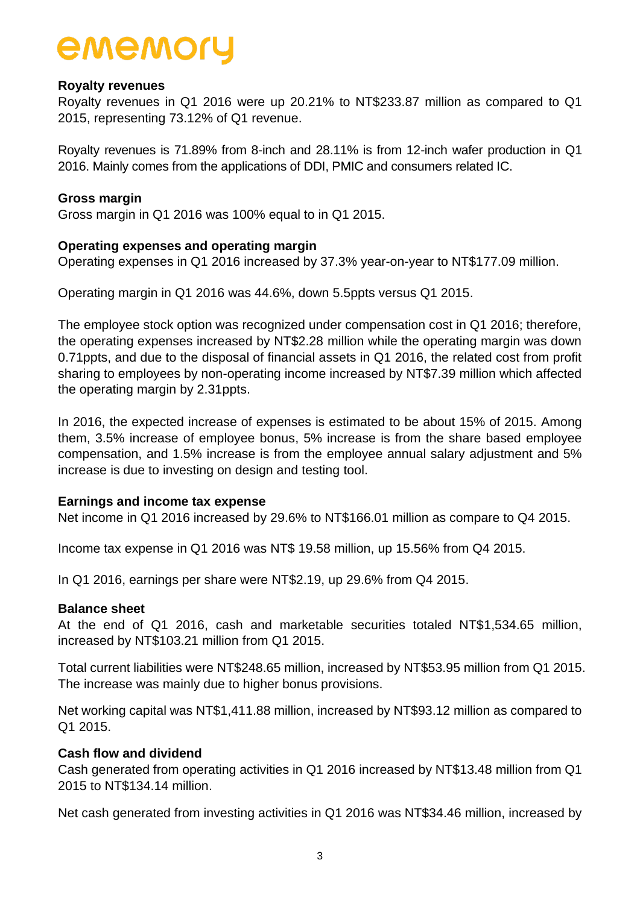**Royalty revenues**

Royalty revenues in Q1 2016 were up 20.21% to NT$233.87 million as compared to Q1 2015, representing 73.12% of Q1 revenue.

Royalty revenues is 71.89% from 8-inch and 28.11% is from 12-inch wafer production in Q1 2016. Mainly comes from the applications of DDI, PMIC and consumers related IC.

**Gross margin**

Gross margin in Q1 2016 was 100% equal to in Q1 2015.

**Operating expenses and operating margin**

Operating expenses in Q1 2016 increased by 37.3% year-on-year to NT$177.09 million.

Operating margin in Q1 2016 was 44.6%, down 5.5ppts versus Q1 2015.

The employee stock option was recognized under compensation cost in Q1 2016; therefore, the operating expenses increased by NT$2.28 million while the operating margin was down 0.71ppts, and due to the disposal of financial assets in Q1 2016, the related cost from profit sharing to employees by non-operating income increased by NT$7.39 million which affected the operating margin by 2.31ppts.

In 2016, the expected increase of expenses is estimated to be about 15% of 2015. Among them, 3.5% increase of employee bonus, 5% increase is from the share based employee compensation, and 1.5% increase is from the employee annual salary adjustment and 5% increase is due to investing on design and testing tool.

**Earnings and income tax expense**

Net income in Q1 2016 increased by 29.6% to NT$166.01 million as compare to Q4 2015.

Income tax expense in Q1 2016 was NT$ 19.58 million, up 15.56% from Q4 2015.

In Q1 2016, earnings per share were NT$2.19, up 29.6% from Q4 2015.

**Balance sheet**

At the end of Q1 2016, cash and marketable securities totaled NT$1,534.65 million, increased by NT$103.21 million from Q1 2015.

Total current liabilities were NT$248.65 million, increased by NT$53.95 million from Q1 2015. The increase was mainly due to higher bonus provisions.

Net working capital was NT$1,411.88 million, increased by NT$93.12 million as compared to Q1 2015.

**Cash flow and dividend**

Cash generated from operating activities in Q1 2016 increased by NT$13.48 million from Q1 2015 to NT$134.14 million.

Net cash generated from investing activities in Q1 2016 was NT$34.46 million, increased by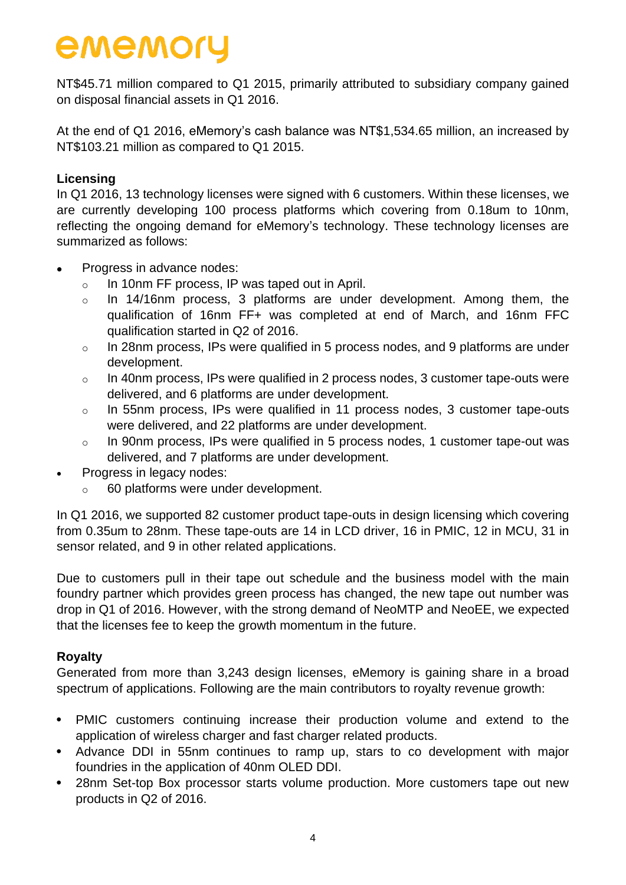NT$45.71 million compared to Q1 2015, primarily attributed to subsidiary company gained on disposal financial assets in Q1 2016.

At the end of Q1 2016, eMemory's cash balance was NT$1,534.65 million, an increased by NT$103.21 million as compared to Q1 2015.

**Licensing**

In Q1 2016, 13 technology licenses were signed with 6 customers. Within these licenses, we are currently developing 100 process platforms which covering from 0.18um to 10nm, reflecting the ongoing demand for eMemory's technology. These technology licenses are summarized as follows:

- Progress in advance nodes:
  - In 10nm FF process, IP was taped out in April.
  - In 14/16nm process, 3 platforms are under development. Among them, the qualification of 16nm FF+ was completed at end of March, and 16nm FFC qualification started in Q2 of 2016.
  - In 28nm process, IPs were qualified in 5 process nodes, and 9 platforms are under development.
  - In 40nm process, IPs were qualified in 2 process nodes, 3 customer tape-outs were delivered, and 6 platforms are under development.
  - In 55nm process, IPs were qualified in 11 process nodes, 3 customer tape-outs were delivered, and 22 platforms are under development.
  - In 90nm process, IPs were qualified in 5 process nodes, 1 customer tape-out was delivered, and 7 platforms are under development.
- Progress in legacy nodes:
  - 60 platforms were under development.

In Q1 2016, we supported 82 customer product tape-outs in design licensing which covering from 0.35um to 28nm. These tape-outs are 14 in LCD driver, 16 in PMIC, 12 in MCU, 31 in sensor related, and 9 in other related applications.

Due to customers pull in their tape out schedule and the business model with the main foundry partner which provides green process has changed, the new tape out number was drop in Q1 of 2016. However, with the strong demand of NeoMTP and NeoEE, we expected that the licenses fee to keep the growth momentum in the future.

**Royalty**

Generated from more than 3,243 design licenses, eMemory is gaining share in a broad spectrum of applications. Following are the main contributors to royalty revenue growth:

- PMIC customers continuing increase their production volume and extend to the application of wireless charger and fast charger related products.
- Advance DDI in 55nm continues to ramp up, stars to co development with major foundries in the application of 40nm OLED DDI.
- 28nm Set-top Box processor starts volume production. More customers tape out new products in Q2 of 2016.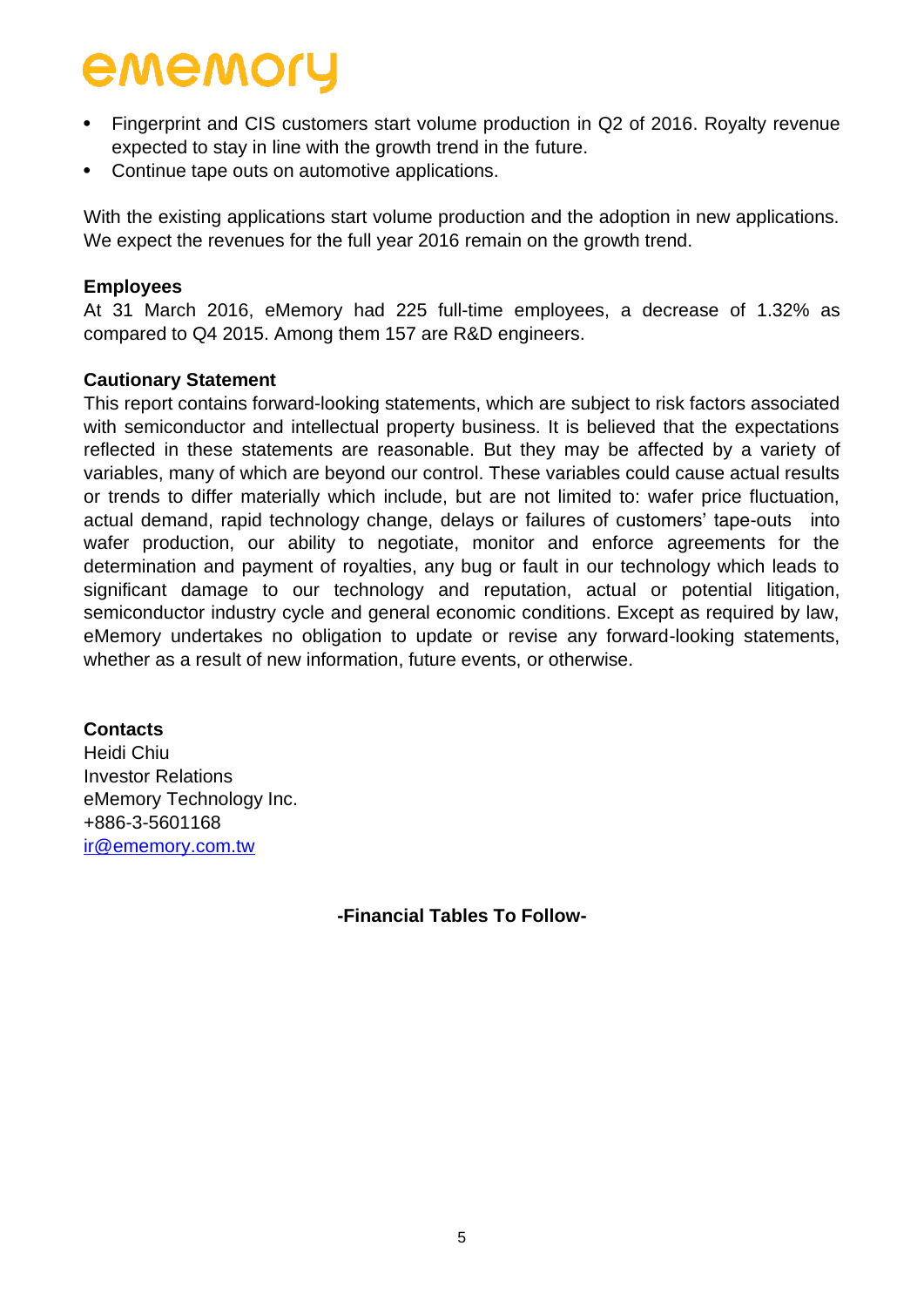- Fingerprint and CIS customers start volume production in Q2 of 2016. Royalty revenue expected to stay in line with the growth trend in the future.
- Continue tape outs on automotive applications.

With the existing applications start volume production and the adoption in new applications. We expect the revenues for the full year 2016 remain on the growth trend.

**Employees**

At 31 March 2016, eMemory had 225 full-time employees, a decrease of 1.32% as compared to Q4 2015. Among them 157 are R&D engineers.

**Cautionary Statement**

This report contains forward-looking statements, which are subject to risk factors associated with semiconductor and intellectual property business. It is believed that the expectations reflected in these statements are reasonable. But they may be affected by a variety of variables, many of which are beyond our control. These variables could cause actual results or trends to differ materially which include, but are not limited to: wafer price fluctuation, actual demand, rapid technology change, delays or failures of customers' tape-outs into wafer production, our ability to negotiate, monitor and enforce agreements for the determination and payment of royalties, any bug or fault in our technology which leads to significant damage to our technology and reputation, actual or potential litigation, semiconductor industry cycle and general economic conditions. Except as required by law, eMemory undertakes no obligation to update or revise any forward-looking statements, whether as a result of new information, future events, or otherwise.

**Contacts**

Heidi Chiu
Investor Relations
eMemory Technology Inc.
+886-3-5601168
ir@ememory.com.tw

**-Financial Tables To Follow-**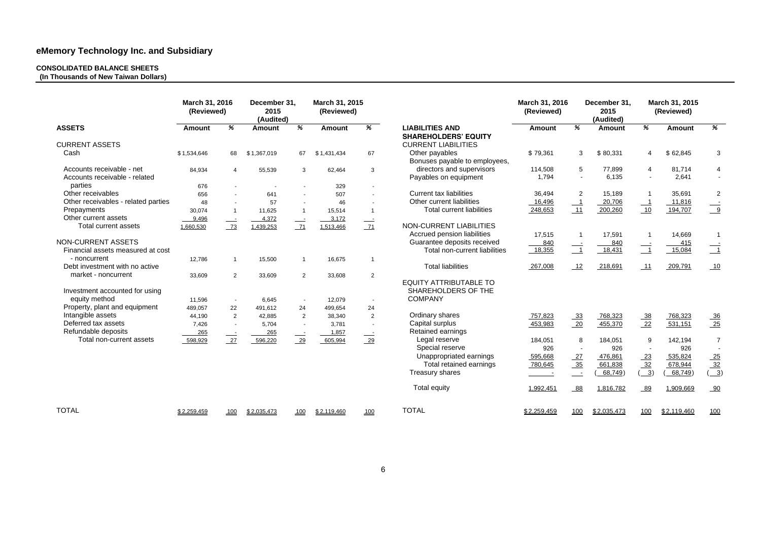# eMemory Technology Inc. and Subsidiary

**CONSOLIDATED BALANCE SHEETS**
**(In Thousands of New Taiwan Dollars)**

| ASSETS | March 31, 2016 (Reviewed) Amount | % | December 31, 2015 (Audited) Amount | % | March 31, 2015 (Reviewed) Amount | % |
|---|---|---|---|---|---|---|
| CURRENT ASSETS | | | | | | |
| Cash | $ 1,534,646 | 68 | $ 1,367,019 | 67 | $ 1,431,434 | 67 |
| Accounts receivable - net | 84,934 | 4 | 55,539 | 3 | 62,464 | 3 |
| Accounts receivable - related parties | 676 | - | - | - | 329 | - |
| Other receivables | 656 | - | 641 | - | 507 | - |
| Other receivables - related parties | 48 | - | 57 | - | 46 | - |
| Prepayments | 30,074 | 1 | 11,625 | 1 | 15,514 | 1 |
| Other current assets | 9,496 | - | 4,372 | - | 3,172 | - |
| Total current assets | 1,660,530 | 73 | 1,439,253 | 71 | 1,513,466 | 71 |
| NON-CURRENT ASSETS | | | | | | |
| Financial assets measured at cost - noncurrent | 12,786 | 1 | 15,500 | 1 | 16,675 | 1 |
| Debt investment with no active market - noncurrent | 33,609 | 2 | 33,609 | 2 | 33,608 | 2 |
| Investment accounted for using equity method | 11,596 | - | 6,645 | - | 12,079 | - |
| Property, plant and equipment | 489,057 | 22 | 491,612 | 24 | 499,654 | 24 |
| Intangible assets | 44,190 | 2 | 42,885 | 2 | 38,340 | 2 |
| Deferred tax assets | 7,426 | - | 5,704 | - | 3,781 | - |
| Refundable deposits | 265 | - | 265 | - | 1,857 | - |
| Total non-current assets | 598,929 | 27 | 596,220 | 29 | 605,994 | 29 |
| TOTAL | $ 2,259,459 | 100 | $ 2,035,473 | 100 | $ 2,119,460 | 100 |

| LIABILITIES AND SHAREHOLDERS' EQUITY | March 31, 2016 (Reviewed) Amount | % | December 31, 2015 (Audited) Amount | % | March 31, 2015 (Reviewed) Amount | % |
|---|---|---|---|---|---|---|
| CURRENT LIABILITIES | | | | | | |
| Other payables | $ 79,361 | 3 | $ 80,331 | 4 | $ 62,845 | 3 |
| Bonuses payable to employees, directors and supervisors | 114,508 | 5 | 77,899 | 4 | 81,714 | 4 |
| Payables on equipment | 1,794 | - | 6,135 | - | 2,641 | - |
| Current tax liabilities | 36,494 | 2 | 15,189 | 1 | 35,691 | 2 |
| Other current liabilities | 16,496 | 1 | 20,706 | 1 | 11,816 | - |
| Total current liabilities | 248,653 | 11 | 200,260 | 10 | 194,707 | 9 |
| NON-CURRENT LIABILITIES | | | | | | |
| Accrued pension liabilities | 17,515 | 1 | 17,591 | 1 | 14,669 | 1 |
| Guarantee deposits received | 840 | - | 840 | - | 415 | - |
| Total non-current liabilities | 18,355 | 1 | 18,431 | 1 | 15,084 | 1 |
| Total liabilities | 267,008 | 12 | 218,691 | 11 | 209,791 | 10 |
| EQUITY ATTRIBUTABLE TO SHAREHOLDERS OF THE COMPANY | | | | | | |
| Ordinary shares | 757,823 | 33 | 768,323 | 38 | 768,323 | 36 |
| Capital surplus | 453,983 | 20 | 455,370 | 22 | 531,151 | 25 |
| Retained earnings | | | | | | |
| Legal reserve | 184,051 | 8 | 184,051 | 9 | 142,194 | 7 |
| Special reserve | 926 | - | 926 | - | 926 | - |
| Unappropriated earnings | 595,668 | 27 | 476,861 | 23 | 535,824 | 25 |
| Total retained earnings | 780,645 | 35 | 661,838 | 32 | 678,944 | 32 |
| Treasury shares | - | - | ( 68,749) | ( 3) | ( 68,749) | ( 3) |
| Total equity | 1,992,451 | 88 | 1,816,782 | 89 | 1,909,669 | 90 |
| TOTAL | $ 2,259,459 | 100 | $ 2,035,473 | 100 | $ 2,119,460 | 100 |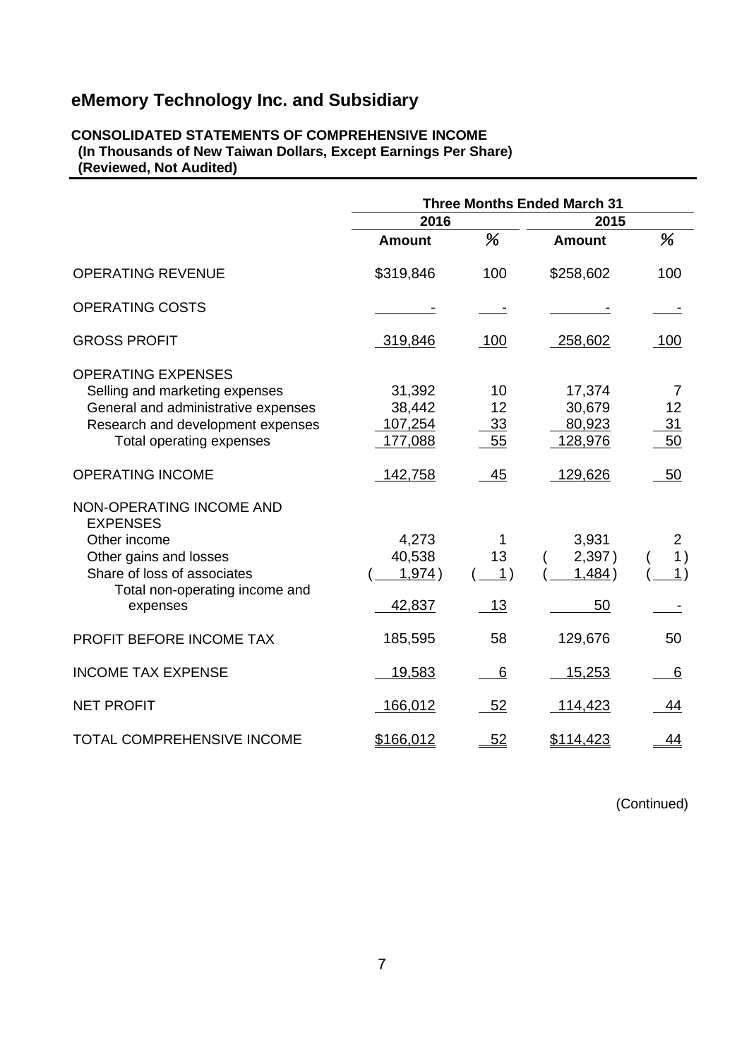# eMemory Technology Inc. and Subsidiary

**CONSOLIDATED STATEMENTS OF COMPREHENSIVE INCOME**
**(In Thousands of New Taiwan Dollars, Except Earnings Per Share)**
**(Reviewed, Not Audited)**

| | Three Months Ended March 31 | | | |
|---|---|---|---|---|
| | 2016 | | 2015 | |
| | Amount | % | Amount | % |
| OPERATING REVENUE | $319,846 | 100 | $258,602 | 100 |
| OPERATING COSTS | - | - | - | - |
| GROSS PROFIT | 319,846 | 100 | 258,602 | 100 |
| OPERATING EXPENSES | | | | |
| Selling and marketing expenses | 31,392 | 10 | 17,374 | 7 |
| General and administrative expenses | 38,442 | 12 | 30,679 | 12 |
| Research and development expenses | 107,254 | 33 | 80,923 | 31 |
| Total operating expenses | 177,088 | 55 | 128,976 | 50 |
| OPERATING INCOME | 142,758 | 45 | 129,626 | 50 |
| NON-OPERATING INCOME AND EXPENSES | | | | |
| Other income | 4,273 | 1 | 3,931 | 2 |
| Other gains and losses | 40,538 | 13 | ( 2,397 ) | ( 1 ) |
| Share of loss of associates | ( 1,974 ) | ( 1 ) | ( 1,484 ) | ( 1 ) |
| Total non-operating income and expenses | 42,837 | 13 | 50 | - |
| PROFIT BEFORE INCOME TAX | 185,595 | 58 | 129,676 | 50 |
| INCOME TAX EXPENSE | 19,583 | 6 | 15,253 | 6 |
| NET PROFIT | 166,012 | 52 | 114,423 | 44 |
| TOTAL COMPREHENSIVE INCOME | $166,012 | 52 | $114,423 | 44 |

(Continued)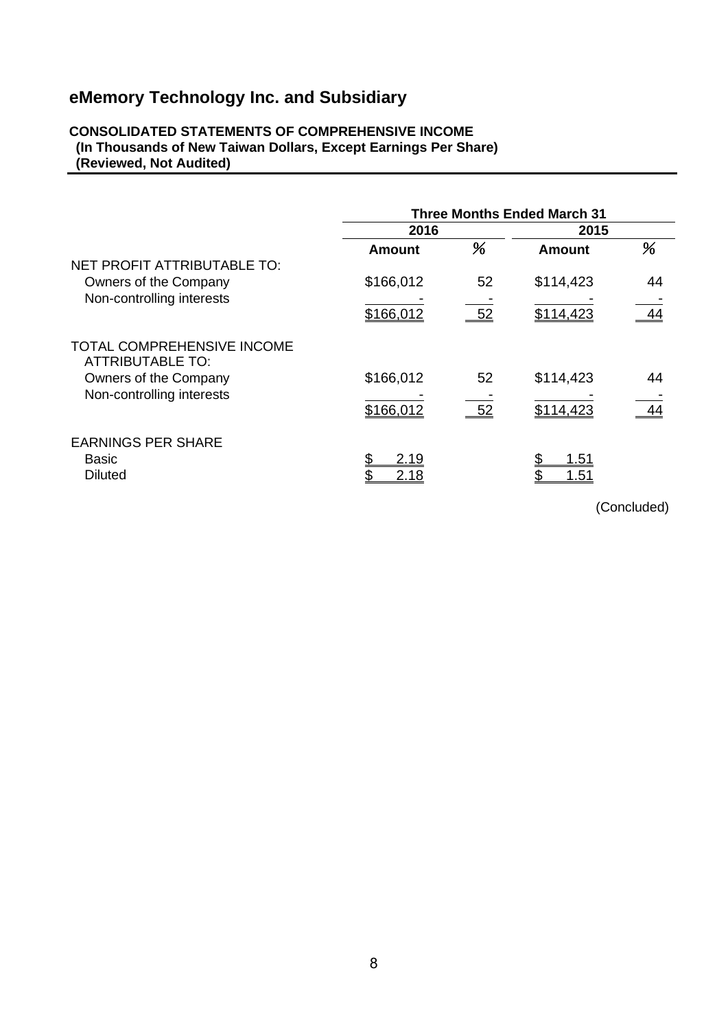# eMemory Technology Inc. and Subsidiary

**CONSOLIDATED STATEMENTS OF COMPREHENSIVE INCOME**
**(In Thousands of New Taiwan Dollars, Except Earnings Per Share)**
**(Reviewed, Not Audited)**

| | Three Months Ended March 31 | | | |
|---|---|---|---|---|
| | 2016 | | 2015 | |
| | Amount | % | Amount | % |
| NET PROFIT ATTRIBUTABLE TO: | | | | |
| Owners of the Company | $166,012 | 52 | $114,423 | 44 |
| Non-controlling interests | - | - | - | - |
| | $166,012 | 52 | $114,423 | 44 |
| TOTAL COMPREHENSIVE INCOME ATTRIBUTABLE TO: | | | | |
| Owners of the Company | $166,012 | 52 | $114,423 | 44 |
| Non-controlling interests | - | - | - | - |
| | $166,012 | 52 | $114,423 | 44 |
| EARNINGS PER SHARE | | | | |
| Basic | $ 2.19 | | $ 1.51 | |
| Diluted | $ 2.18 | | $ 1.51 | |

(Concluded)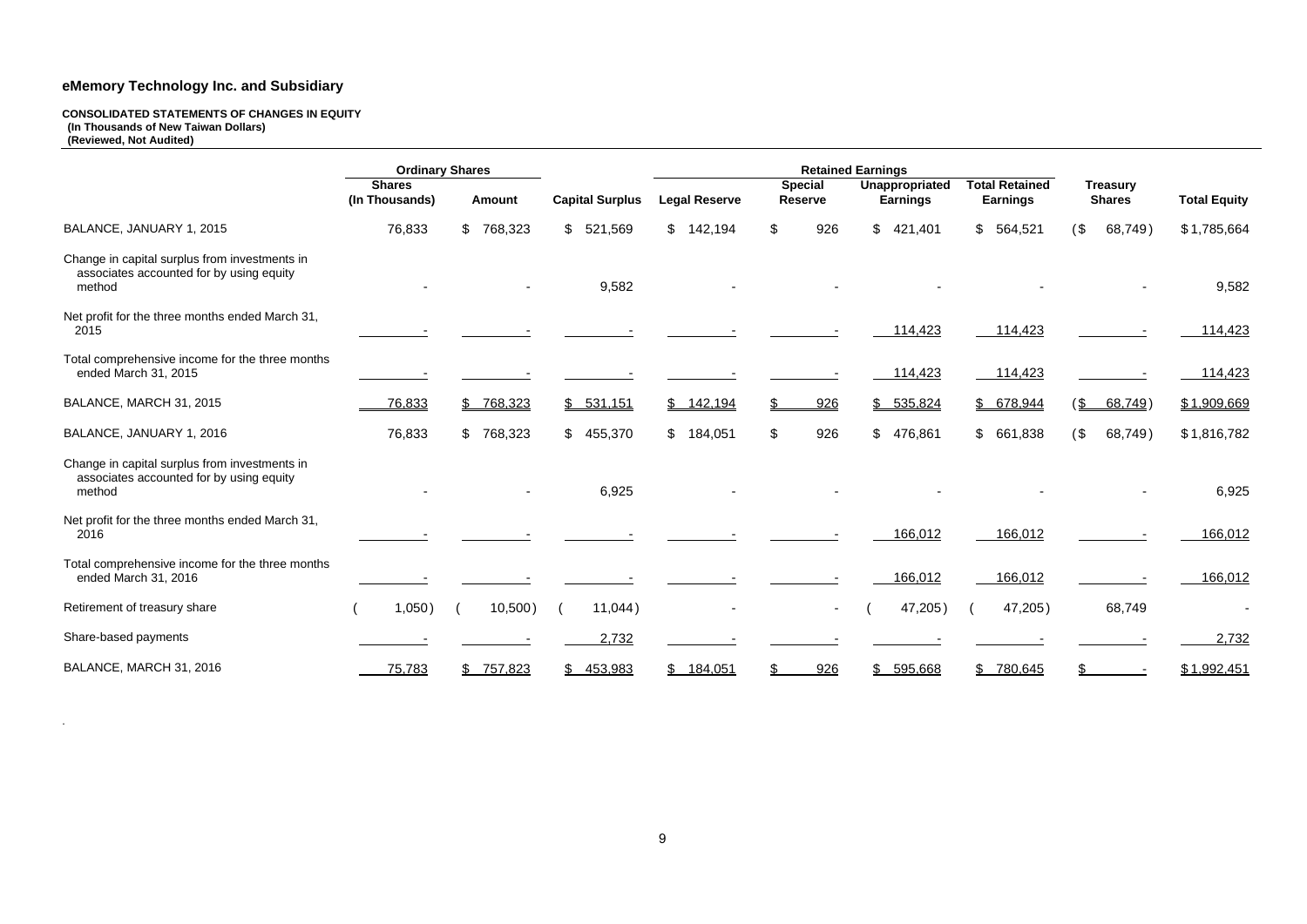## eMemory Technology Inc. and Subsidiary

**CONSOLIDATED STATEMENTS OF CHANGES IN EQUITY**
**(In Thousands of New Taiwan Dollars)**
**(Reviewed, Not Audited)**

| | Ordinary Shares | | | Retained Earnings | | | | | |
|---|---|---|---|---|---|---|---|---|---|
| | Shares (In Thousands) | Amount | Capital Surplus | Legal Reserve | Special Reserve | Unappropriated Earnings | Total Retained Earnings | Treasury Shares | Total Equity |
| BALANCE, JANUARY 1, 2015 | 76,833 | $ 768,323 | $ 521,569 | $ 142,194 | $ 926 | $ 421,401 | $ 564,521 | ($ 68,749) | $ 1,785,664 |
| Change in capital surplus from investments in associates accounted for by using equity method | - | - | 9,582 | - | - | - | - | - | 9,582 |
| Net profit for the three months ended March 31, 2015 | - | - | - | - | - | 114,423 | 114,423 | - | 114,423 |
| Total comprehensive income for the three months ended March 31, 2015 | - | - | - | - | - | 114,423 | 114,423 | - | 114,423 |
| BALANCE, MARCH 31, 2015 | 76,833 | $ 768,323 | $ 531,151 | $ 142,194 | $ 926 | $ 535,824 | $ 678,944 | ($ 68,749) | $ 1,909,669 |
| BALANCE, JANUARY 1, 2016 | 76,833 | $ 768,323 | $ 455,370 | $ 184,051 | $ 926 | $ 476,861 | $ 661,838 | ($ 68,749) | $ 1,816,782 |
| Change in capital surplus from investments in associates accounted for by using equity method | - | - | 6,925 | - | - | - | - | - | 6,925 |
| Net profit for the three months ended March 31, 2016 | - | - | - | - | - | 166,012 | 166,012 | - | 166,012 |
| Total comprehensive income for the three months ended March 31, 2016 | - | - | - | - | - | 166,012 | 166,012 | - | 166,012 |
| Retirement of treasury share | ( 1,050) | ( 10,500) | ( 11,044) | - | - | ( 47,205) | ( 47,205) | 68,749 | - |
| Share-based payments | - | - | 2,732 | - | - | - | - | - | 2,732 |
| BALANCE, MARCH 31, 2016 | 75,783 | $ 757,823 | $ 453,983 | $ 184,051 | $ 926 | $ 595,668 | $ 780,645 | $ - | $ 1,992,451 |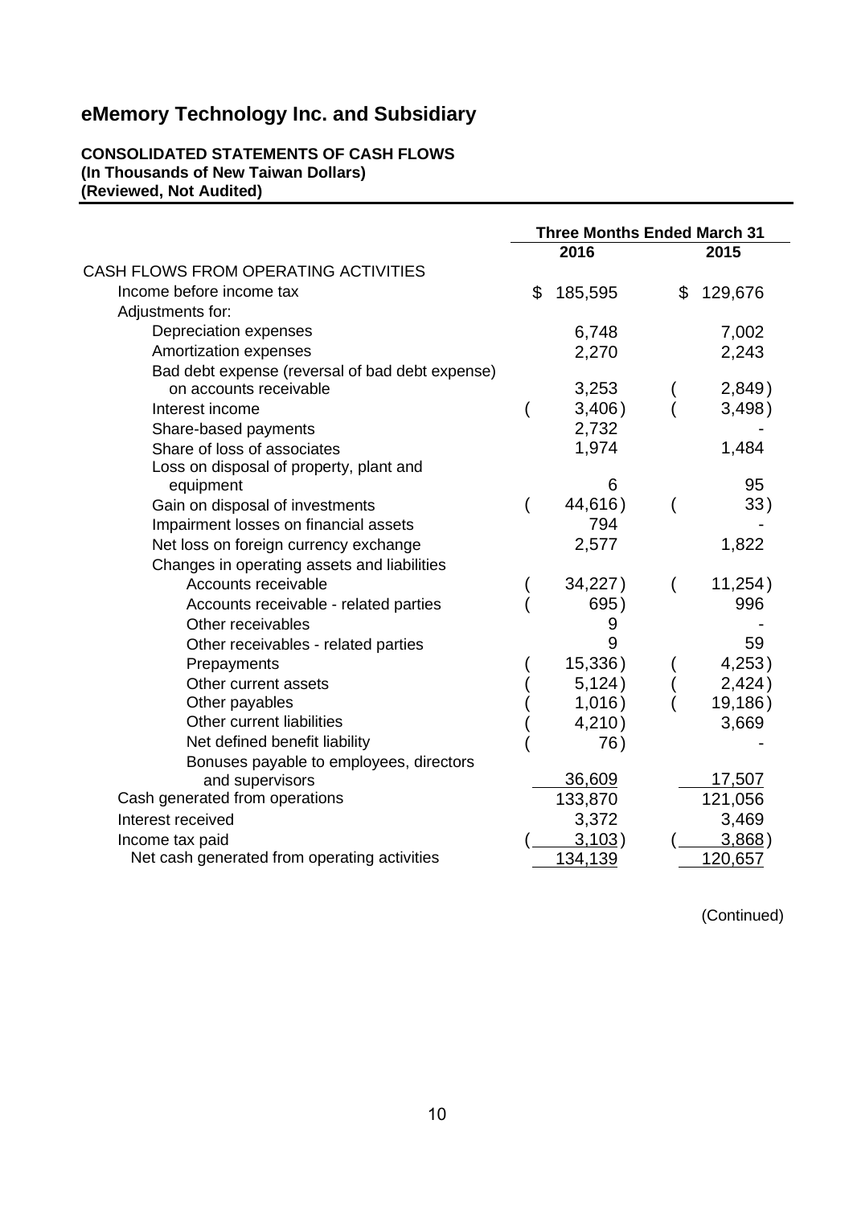# eMemory Technology Inc. and Subsidiary

**CONSOLIDATED STATEMENTS OF CASH FLOWS**
**(In Thousands of New Taiwan Dollars)**
**(Reviewed, Not Audited)**

| | Three Months Ended March 31 | |
|---|---|---|
| | 2016 | 2015 |
| CASH FLOWS FROM OPERATING ACTIVITIES | | |
| Income before income tax | $ 185,595 | $ 129,676 |
| Adjustments for: | | |
| Depreciation expenses | 6,748 | 7,002 |
| Amortization expenses | 2,270 | 2,243 |
| Bad debt expense (reversal of bad debt expense) on accounts receivable | 3,253 | ( 2,849) |
| Interest income | ( 3,406) | ( 3,498) |
| Share-based payments | 2,732 | - |
| Share of loss of associates | 1,974 | 1,484 |
| Loss on disposal of property, plant and equipment | 6 | 95 |
| Gain on disposal of investments | ( 44,616) | ( 33) |
| Impairment losses on financial assets | 794 | - |
| Net loss on foreign currency exchange | 2,577 | 1,822 |
| Changes in operating assets and liabilities | | |
| Accounts receivable | ( 34,227) | ( 11,254) |
| Accounts receivable - related parties | ( 695) | 996 |
| Other receivables | 9 | - |
| Other receivables - related parties | 9 | 59 |
| Prepayments | ( 15,336) | ( 4,253) |
| Other current assets | ( 5,124) | ( 2,424) |
| Other payables | ( 1,016) | ( 19,186) |
| Other current liabilities | ( 4,210) | 3,669 |
| Net defined benefit liability | ( 76) | - |
| Bonuses payable to employees, directors and supervisors | 36,609 | 17,507 |
| Cash generated from operations | 133,870 | 121,056 |
| Interest received | 3,372 | 3,469 |
| Income tax paid | ( 3,103) | ( 3,868) |
| Net cash generated from operating activities | 134,139 | 120,657 |

(Continued)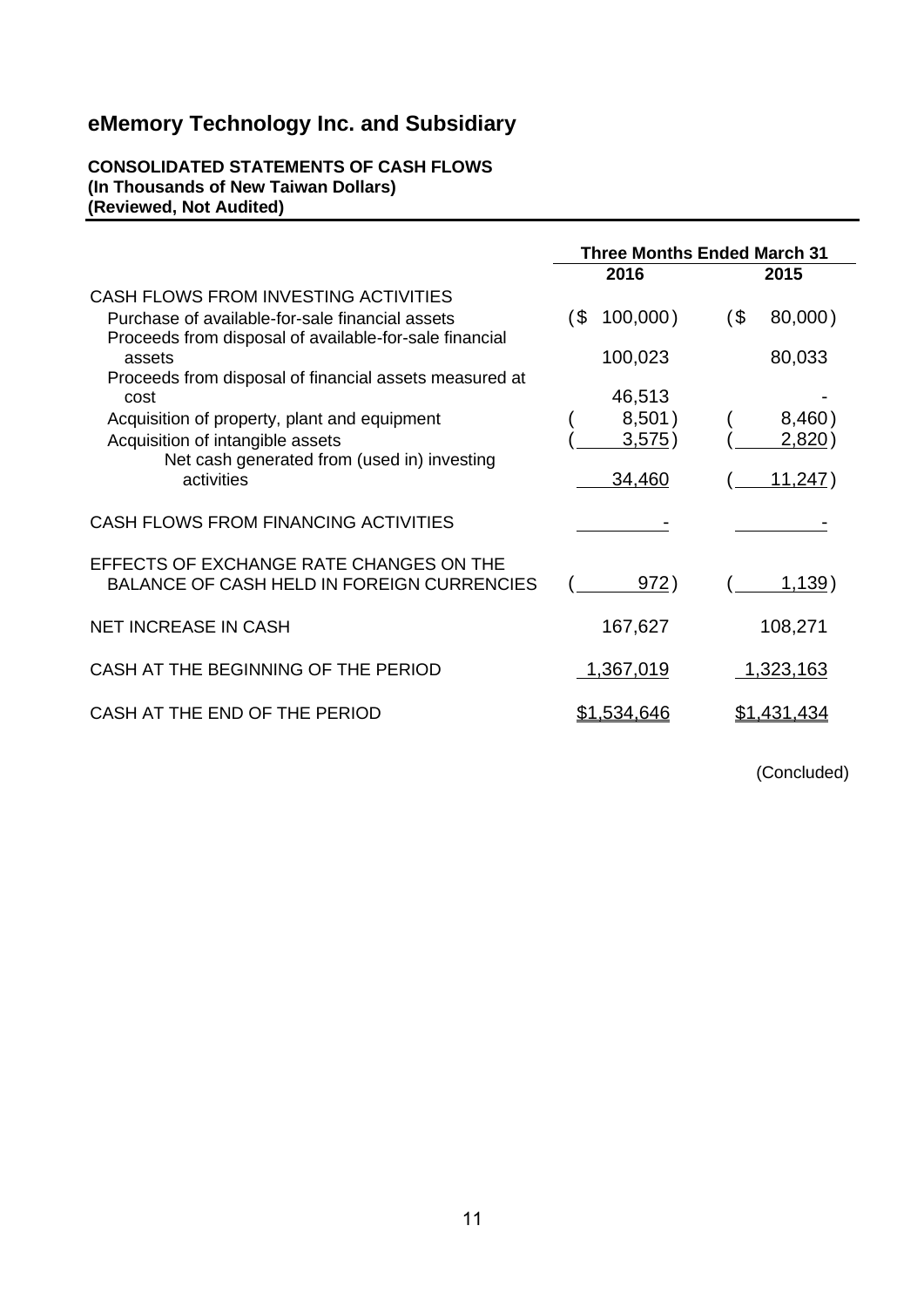# eMemory Technology Inc. and Subsidiary

**CONSOLIDATED STATEMENTS OF CASH FLOWS**
**(In Thousands of New Taiwan Dollars)**
**(Reviewed, Not Audited)**

| | Three Months Ended March 31 | |
|---|---|---|
| | 2016 | 2015 |
| CASH FLOWS FROM INVESTING ACTIVITIES | | |
| Purchase of available-for-sale financial assets | ($ 100,000) | ($ 80,000) |
| Proceeds from disposal of available-for-sale financial assets | 100,023 | 80,033 |
| Proceeds from disposal of financial assets measured at cost | 46,513 | - |
| Acquisition of property, plant and equipment | ( 8,501) | ( 8,460) |
| Acquisition of intangible assets | ( 3,575) | ( 2,820) |
| Net cash generated from (used in) investing activities | 34,460 | ( 11,247) |
| CASH FLOWS FROM FINANCING ACTIVITIES | - | - |
| EFFECTS OF EXCHANGE RATE CHANGES ON THE BALANCE OF CASH HELD IN FOREIGN CURRENCIES | ( 972) | ( 1,139) |
| NET INCREASE IN CASH | 167,627 | 108,271 |
| CASH AT THE BEGINNING OF THE PERIOD | 1,367,019 | 1,323,163 |
| CASH AT THE END OF THE PERIOD | $1,534,646 | $1,431,434 |

(Concluded)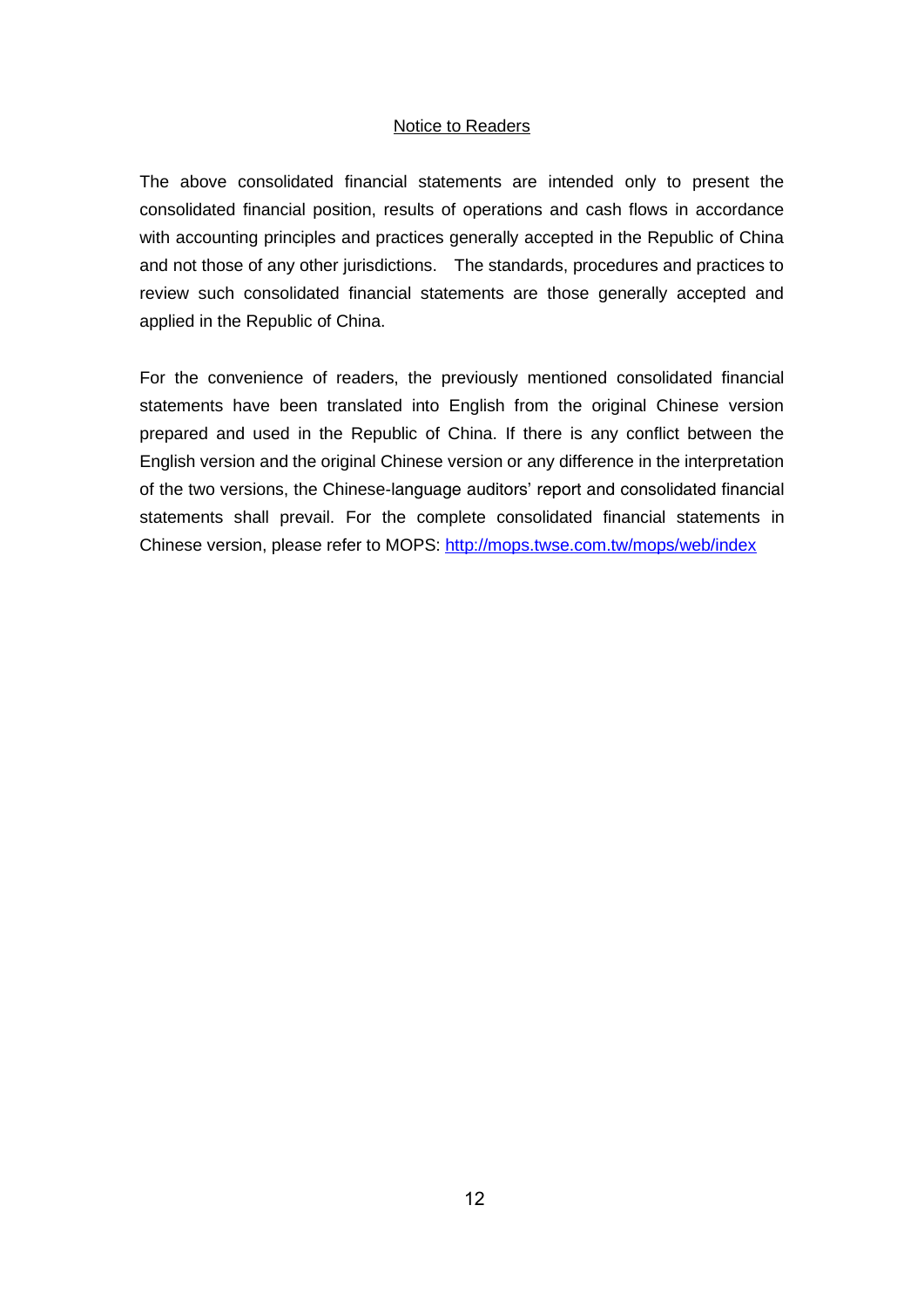## Notice to Readers

The above consolidated financial statements are intended only to present the consolidated financial position, results of operations and cash flows in accordance with accounting principles and practices generally accepted in the Republic of China and not those of any other jurisdictions. The standards, procedures and practices to review such consolidated financial statements are those generally accepted and applied in the Republic of China.

For the convenience of readers, the previously mentioned consolidated financial statements have been translated into English from the original Chinese version prepared and used in the Republic of China. If there is any conflict between the English version and the original Chinese version or any difference in the interpretation of the two versions, the Chinese-language auditors' report and consolidated financial statements shall prevail. For the complete consolidated financial statements in Chinese version, please refer to MOPS: [http://mops.twse.com.tw/mops/web/index](http://mops.twse.com.tw/mops/web/index)